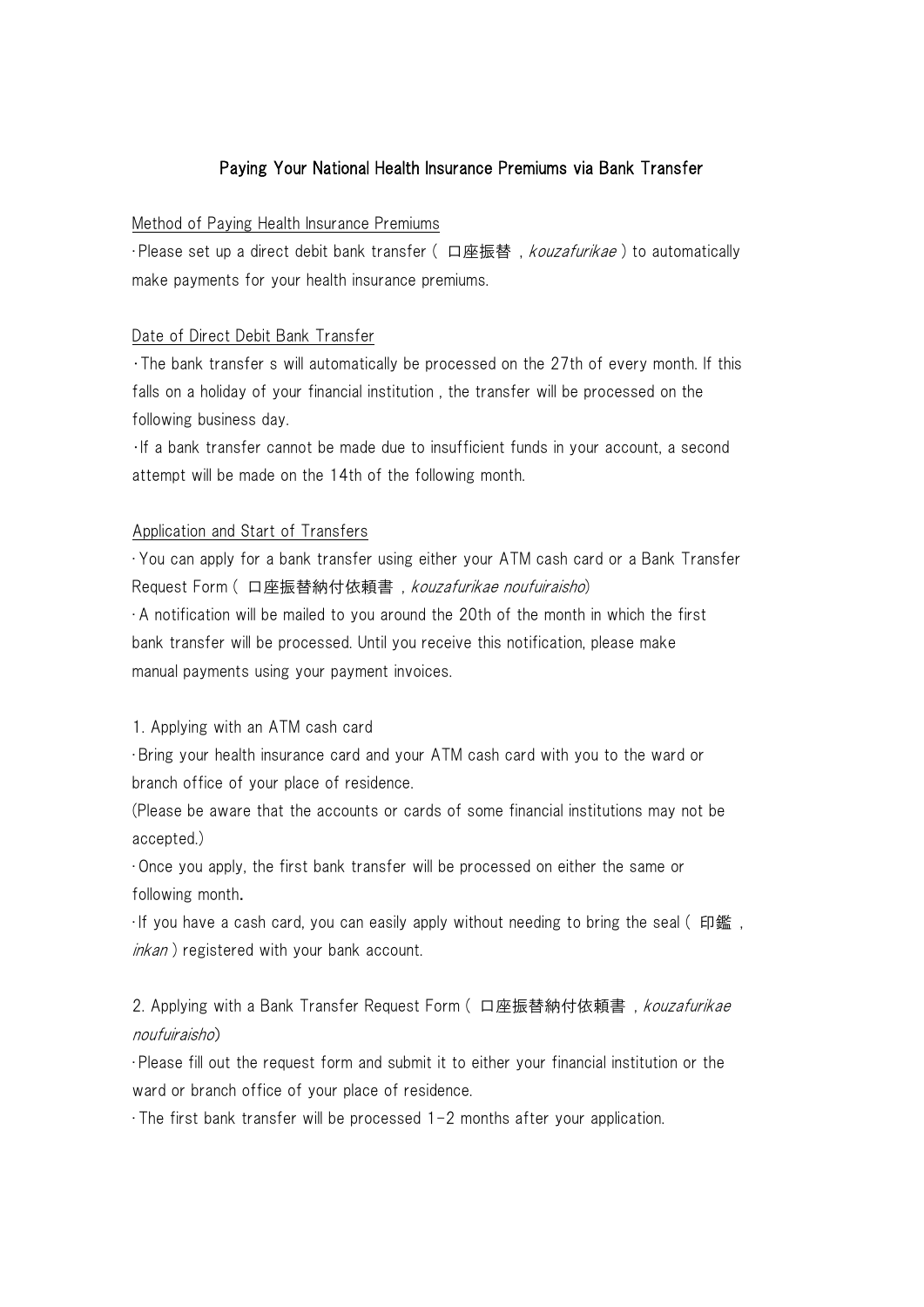# Paying Your National Health Insurance Premiums via Bank Transfer

## Method of Paying Health Insurance Premiums

・Please set up a direct debit bank transfer ( 口座振替 , *kouzafurikae* ) to automatically make payments for your health insurance premiums.

## Date of Direct Debit Bank Transfer

・The bank transfer s will automatically be processed on the 27th of every month. If this falls on a holiday of your financial institution , the transfer will be processed on the following business day.

・If a bank transfer cannot be made due to insufficient funds in your account, a second attempt will be made on the 14th of the following month.

## Application and Start of Transfers

・You can apply for a bank transfer using either your ATM cash card or a Bank Transfer Request Form ( 口座振替納付依頼書 , *kouzafurikae noufuiraisho*)

・A notification will be mailed to you around the 20th of the month in which the first bank transfer will be processed. Until you receive this notification, please make manual payments using your payment invoices.

### 1. Applying with an ATM cash card

・Bring your health insurance card and your ATM cash card with you to the ward or branch office of your place of residence.

(Please be aware that the accounts or cards of some financial institutions may not be accepted.)

・Once you apply, the first bank transfer will be processed on either the same or following month**.**

・If you have a cash card, you can easily apply without needing to bring the seal ( 印鑑 , *inkan* ) registered with your bank account.

### 2. Applying with a Bank Transfer Request Form ( 口座振替納付依頼書 , *kouzafurikae noufuiraisho*)

・Please fill out the request form and submit it to either your financial institution or the ward or branch office of your place of residence.

・The first bank transfer will be processed 1-2 months after your application.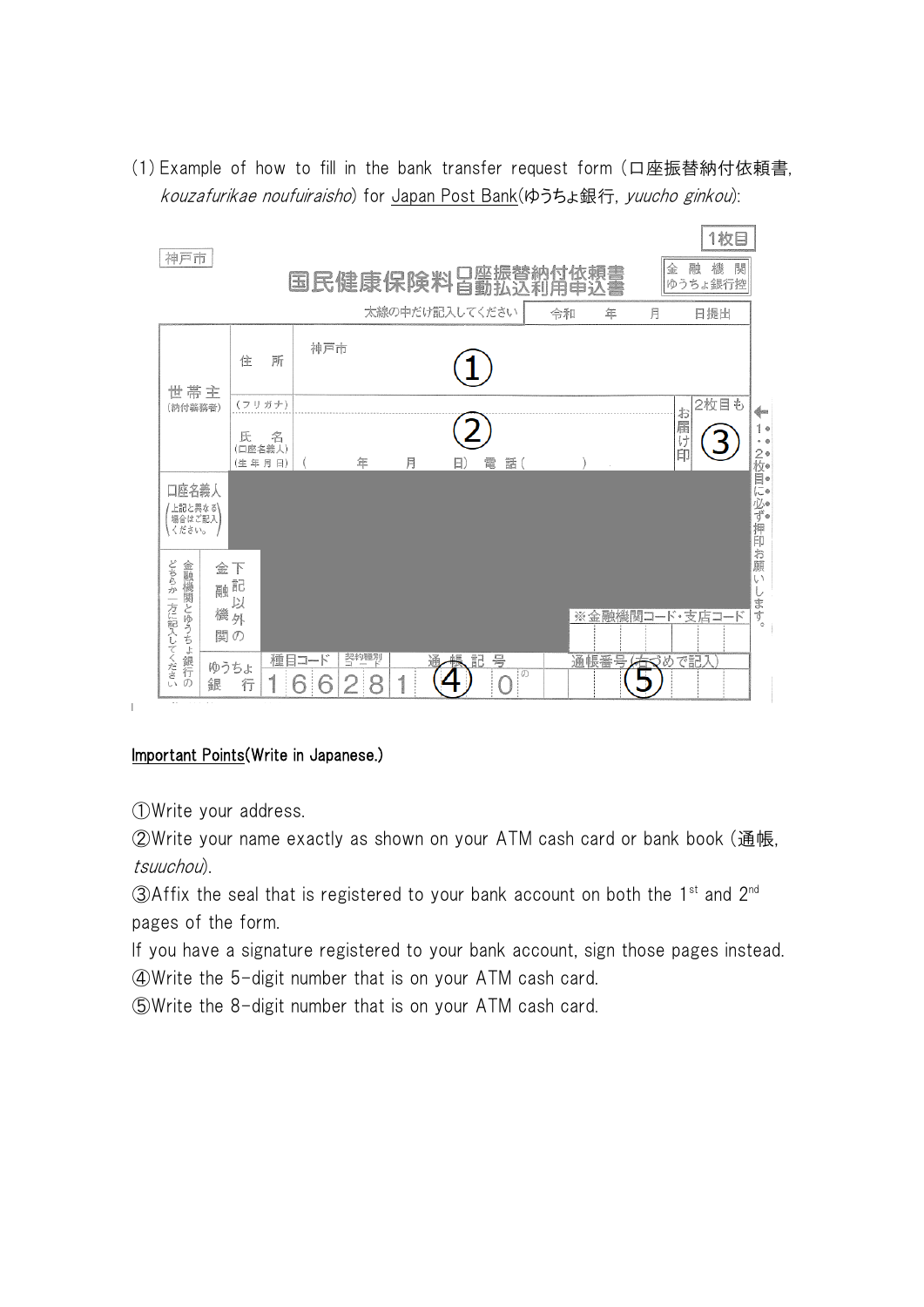(1) Example of how to fill in the bank transfer request form (口座振替納付依頼書, *kouzafurikae noufuiraisho*) for Japan Post Bank(ゆうちょ銀行, *yuucho ginkou*):

1枚目

神戸市

国民健康保険料口座振替納付依頼書 自動払込利用申込書

金融機関 ゆうちょ銀行控

太線の中だけ記入してください　令和　年　月　日提出

| 世帯主（納付義務者） | 住所 | 神戸市 ① | | |
|---|---|---|---|---|
| | （フリガナ） 氏名（口座名義人）（生年月日） | ② （　年　月　日）電話（　　） | お届け印 | 2枚目も ③ |
| 口座名義人（上記と異なる場合はご記入ください。） | | | | |
| どちらか一方に記入してください 金融機関とゆうちょ銀行の | 下記以外の金融機関 | ※金融機関コード・支店コード | | |
| | ゆうちょ銀行 | 種目コード 166 契約種別コード 281 通帳記号 1 ④ 0 | 通帳番号（右づめで記入） ⑤ | |

← 1・2枚目に必ず押印お願いします。

Important Points(Write in Japanese.)

①Write your address.

②Write your name exactly as shown on your ATM cash card or bank book (通帳, *tsuuchou*).

③Affix the seal that is registered to your bank account on both the 1st and 2nd pages of the form.
If you have a signature registered to your bank account, sign those pages instead.

④Write the 5-digit number that is on your ATM cash card.

⑤Write the 8-digit number that is on your ATM cash card.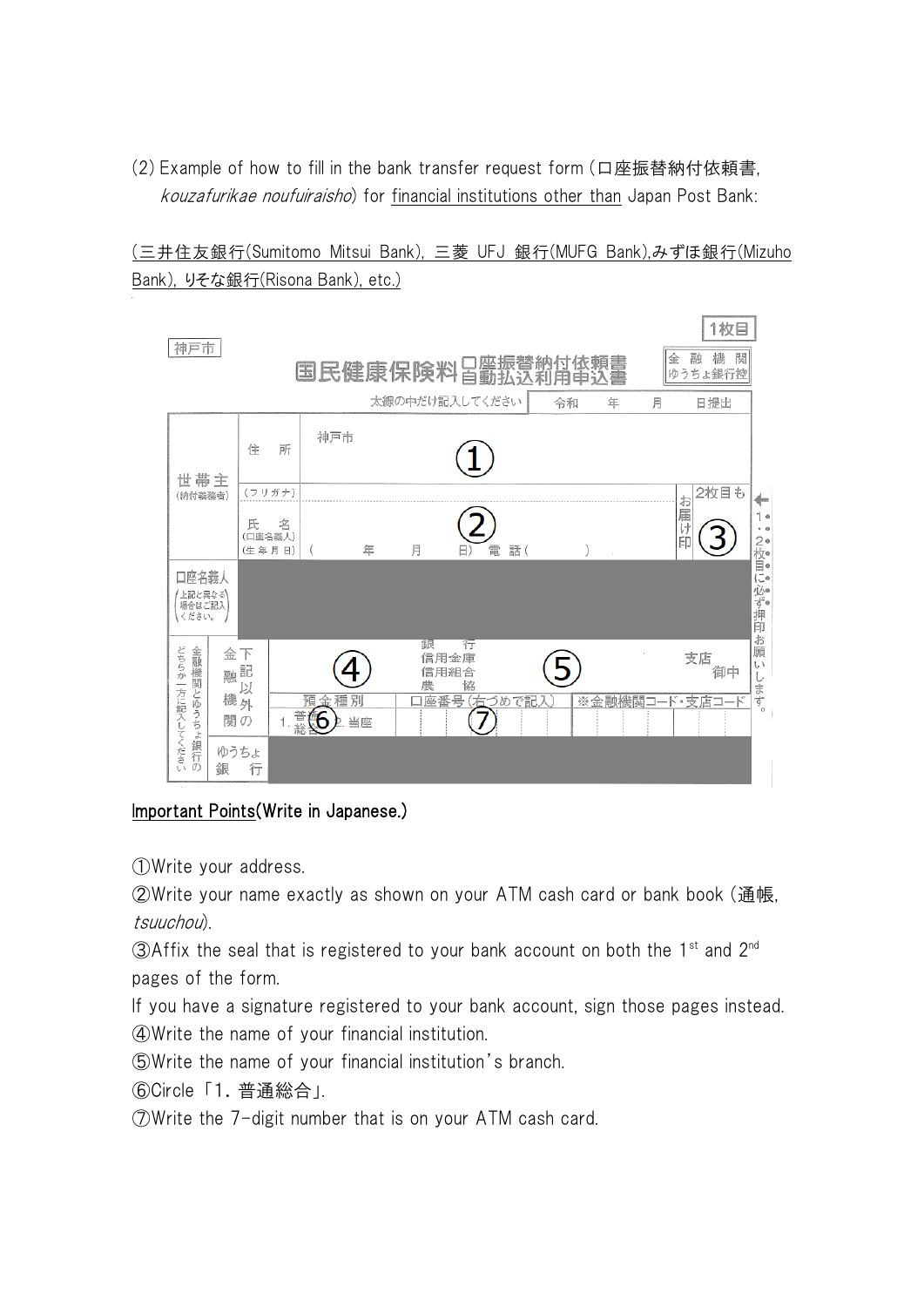(2) Example of how to fill in the bank transfer request form (口座振替納付依頼書, *kouzafurikae noufuiraisho*) for financial institutions other than Japan Post Bank:

(三井住友銀行(Sumitomo Mitsui Bank), 三菱 UFJ 銀行(MUFG Bank),みずほ銀行(Mizuho Bank), りそな銀行(Risona Bank), etc.)

神戸市

1枚目

国民健康保険料 口座振替納付依頼書 自動払込利用申込書

金融機関 ゆうちょ銀行控

太線の中だけ記入してください　令和　年　月　日提出

| | | | |
|---|---|---|---|
| 世帯主（納付義務者） | 住所 | 神戸市 ① | |
| | （フリガナ） | | お届け印 2枚目も ③ |
| | 氏名（口座名義人）（生年月日） | ② （　年　月　日） 電話（　　） | |
| 口座名義人（上記と異なる場合はご記入ください。） | | | |
| どちらか一方に記入してください 金融機関とゆうちょ銀行の | 金融機関 下記以外の | ④ 銀行 信用金庫 信用組合 農協 ⑤ 支店 御中 | |
| | | 預金種別 1. 普通総合 ⑥ 2. 当座 / 口座番号（右づめで記入） ⑦ / ※金融機関コード・支店コード | |
| | ゆうちょ銀行 | | |

← 1・2枚目に必ず押印お願いします。

Important Points(Write in Japanese.)

①Write your address.

②Write your name exactly as shown on your ATM cash card or bank book (通帳, *tsuuchou*).

③Affix the seal that is registered to your bank account on both the 1st and 2nd pages of the form.

If you have a signature registered to your bank account, sign those pages instead.

④Write the name of your financial institution.

⑤Write the name of your financial institution's branch.

⑥Circle「1. 普通総合」.

⑦Write the 7-digit number that is on your ATM cash card.